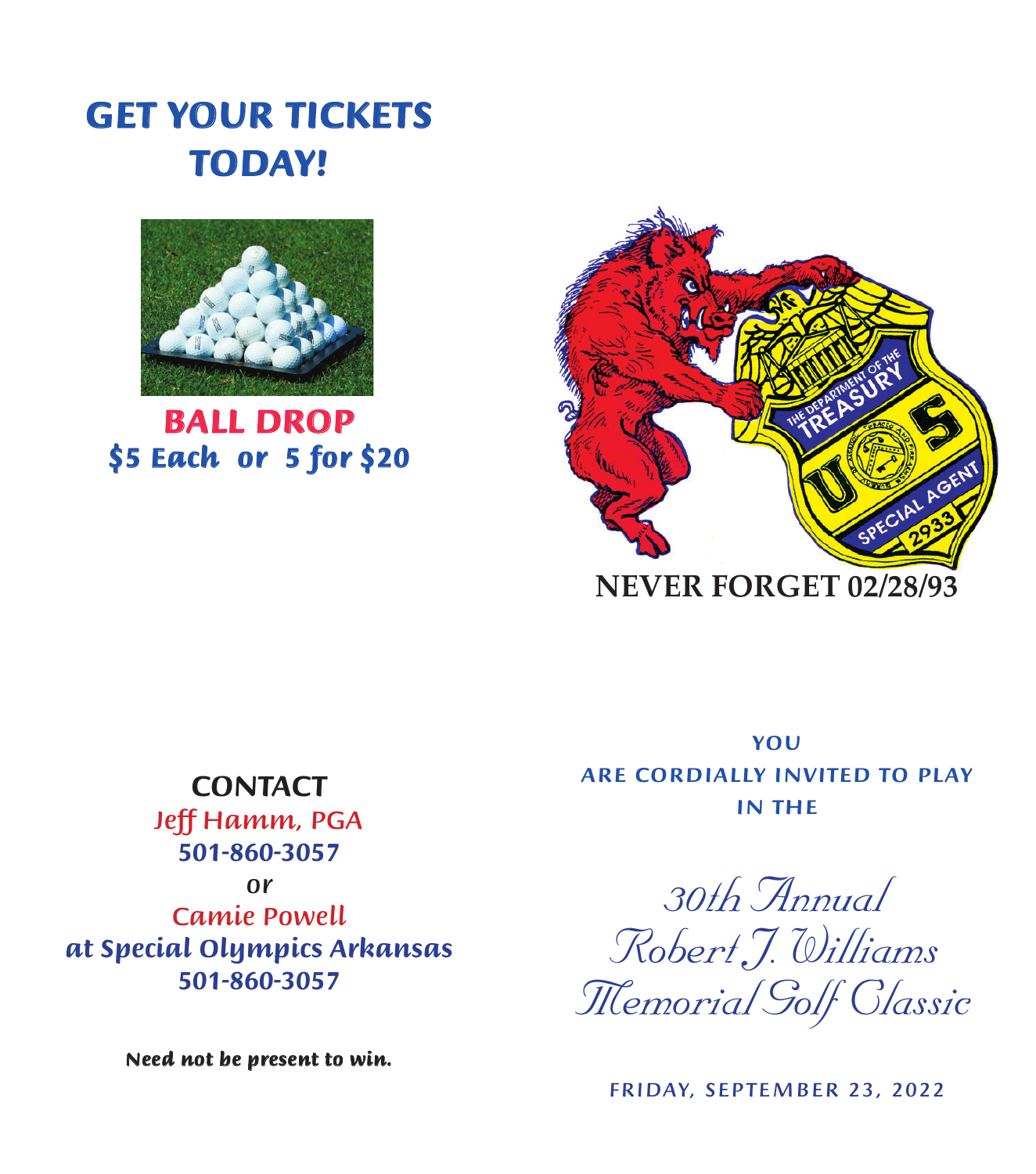# GET YOUR TICKETS TODAY!

**BALL DROP**

**$5 Each or 5 for $20**

**CONTACT**

Jeff Hamm, PGA

501-860-3057

*or*

Camie Powell

at Special Olympics Arkansas

501-860-3057

*Need not be present to win.*

**NEVER FORGET 02/28/93**

YOU ARE CORDIALLY INVITED TO PLAY IN THE

# *30th Annual Robert J. Williams Memorial Golf Classic*

FRIDAY, SEPTEMBER 23, 2022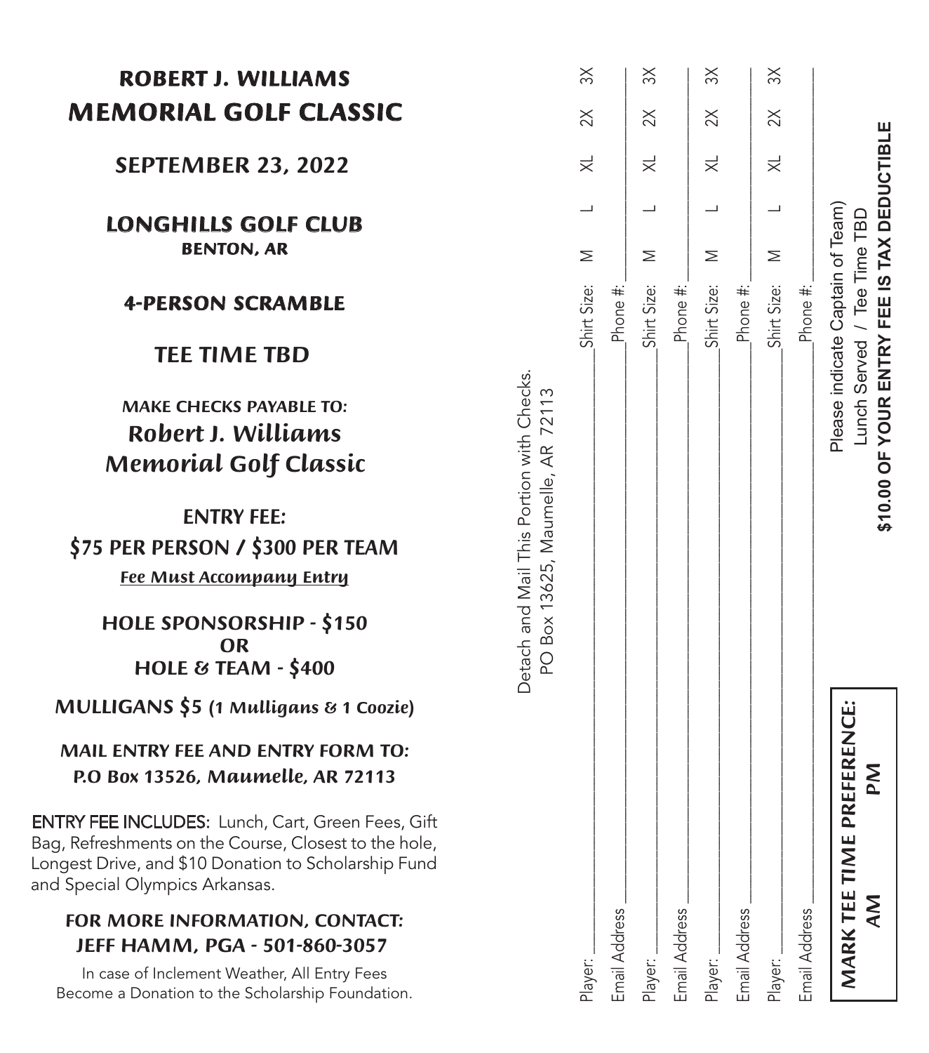# ROBERT J. WILLIAMS MEMORIAL GOLF CLASSIC

## SEPTEMBER 23, 2022

### LONGHILLS GOLF CLUB
**BENTON, AR**

### 4-PERSON SCRAMBLE

### TEE TIME TBD

**MAKE CHECKS PAYABLE TO:**
***Robert J. Williams Memorial Golf Classic***

**ENTRY FEE:**
**$75 PER PERSON / $300 PER TEAM**
***Fee Must Accompany Entry***

**HOLE SPONSORSHIP - $150**
**OR**
**HOLE & TEAM - $400**

**MULLIGANS $5 (1 Mulligans & 1 Coozie)**

**MAIL ENTRY FEE AND ENTRY FORM TO:**
***P.O Box 13526, Maumelle, AR 72113***

**ENTRY FEE INCLUDES:** Lunch, Cart, Green Fees, Gift Bag, Refreshments on the Course, Closest to the hole, Longest Drive, and $10 Donation to Scholarship Fund and Special Olympics Arkansas.

**FOR MORE INFORMATION, CONTACT:**
**JEFF HAMM, PGA - 501-860-3057**

In case of Inclement Weather, All Entry Fees Become a Donation to the Scholarship Foundation.

---

Detach and Mail This Portion with Checks.
PO Box 13625, Maumelle, AR 72113

Player: ____________________ Shirt Size: M L XL 2X 3X
Email Address ____________________ Phone #: ____________________

Player: ____________________ Shirt Size: M L XL 2X 3X
Email Address ____________________ Phone #: ____________________

Player: ____________________ Shirt Size: M L XL 2X 3X
Email Address ____________________ Phone #: ____________________

Player: ____________________ Shirt Size: M L XL 2X 3X
Email Address ____________________ Phone #: ____________________

**MARK TEE TIME PREFERENCE:**
**AM PM**

Please indicate Captain of Team)
Lunch Served / Tee Time TBD
**$10.00 OF YOUR ENTRY FEE IS TAX DEDUCTIBLE**